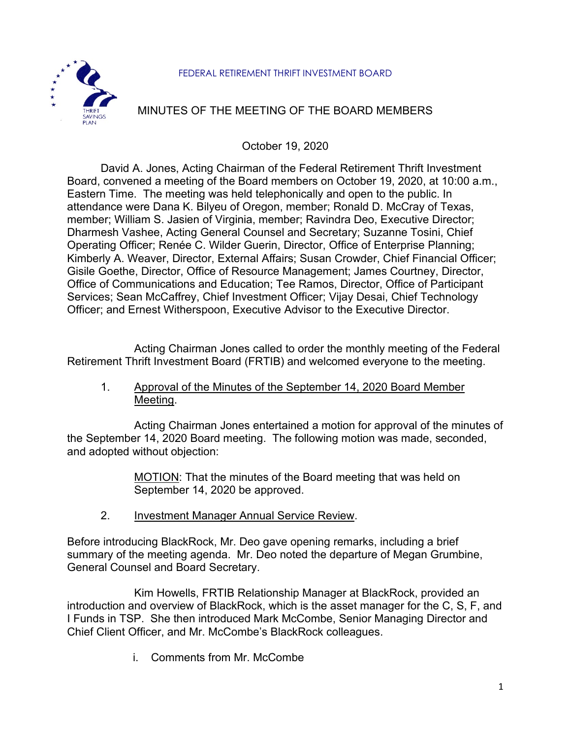FEDERAL RETIREMENT THRIFT INVESTMENT BOARD

# MINUTES OF THE MEETING OF THE BOARD MEMBERS

October 19, 2020

David A. Jones, Acting Chairman of the Federal Retirement Thrift Investment Board, convened a meeting of the Board members on October 19, 2020, at 10:00 a.m., Eastern Time. The meeting was held telephonically and open to the public. In attendance were Dana K. Bilyeu of Oregon, member; Ronald D. McCray of Texas, member; William S. Jasien of Virginia, member; Ravindra Deo, Executive Director; Dharmesh Vashee, Acting General Counsel and Secretary; Suzanne Tosini, Chief Operating Officer; Renée C. Wilder Guerin, Director, Office of Enterprise Planning; Kimberly A. Weaver, Director, External Affairs; Susan Crowder, Chief Financial Officer; Gisile Goethe, Director, Office of Resource Management; James Courtney, Director, Office of Communications and Education; Tee Ramos, Director, Office of Participant Services; Sean McCaffrey, Chief Investment Officer; Vijay Desai, Chief Technology Officer; and Ernest Witherspoon, Executive Advisor to the Executive Director.

Acting Chairman Jones called to order the monthly meeting of the Federal Retirement Thrift Investment Board (FRTIB) and welcomed everyone to the meeting.

1. Approval of the Minutes of the September 14, 2020 Board Member Meeting.

Acting Chairman Jones entertained a motion for approval of the minutes of the September 14, 2020 Board meeting. The following motion was made, seconded, and adopted without objection:

> MOTION: That the minutes of the Board meeting that was held on September 14, 2020 be approved.

2. Investment Manager Annual Service Review.

Before introducing BlackRock, Mr. Deo gave opening remarks, including a brief summary of the meeting agenda. Mr. Deo noted the departure of Megan Grumbine, General Counsel and Board Secretary.

Kim Howells, FRTIB Relationship Manager at BlackRock, provided an introduction and overview of BlackRock, which is the asset manager for the C, S, F, and I Funds in TSP. She then introduced Mark McCombe, Senior Managing Director and Chief Client Officer, and Mr. McCombe's BlackRock colleagues.

i. Comments from Mr. McCombe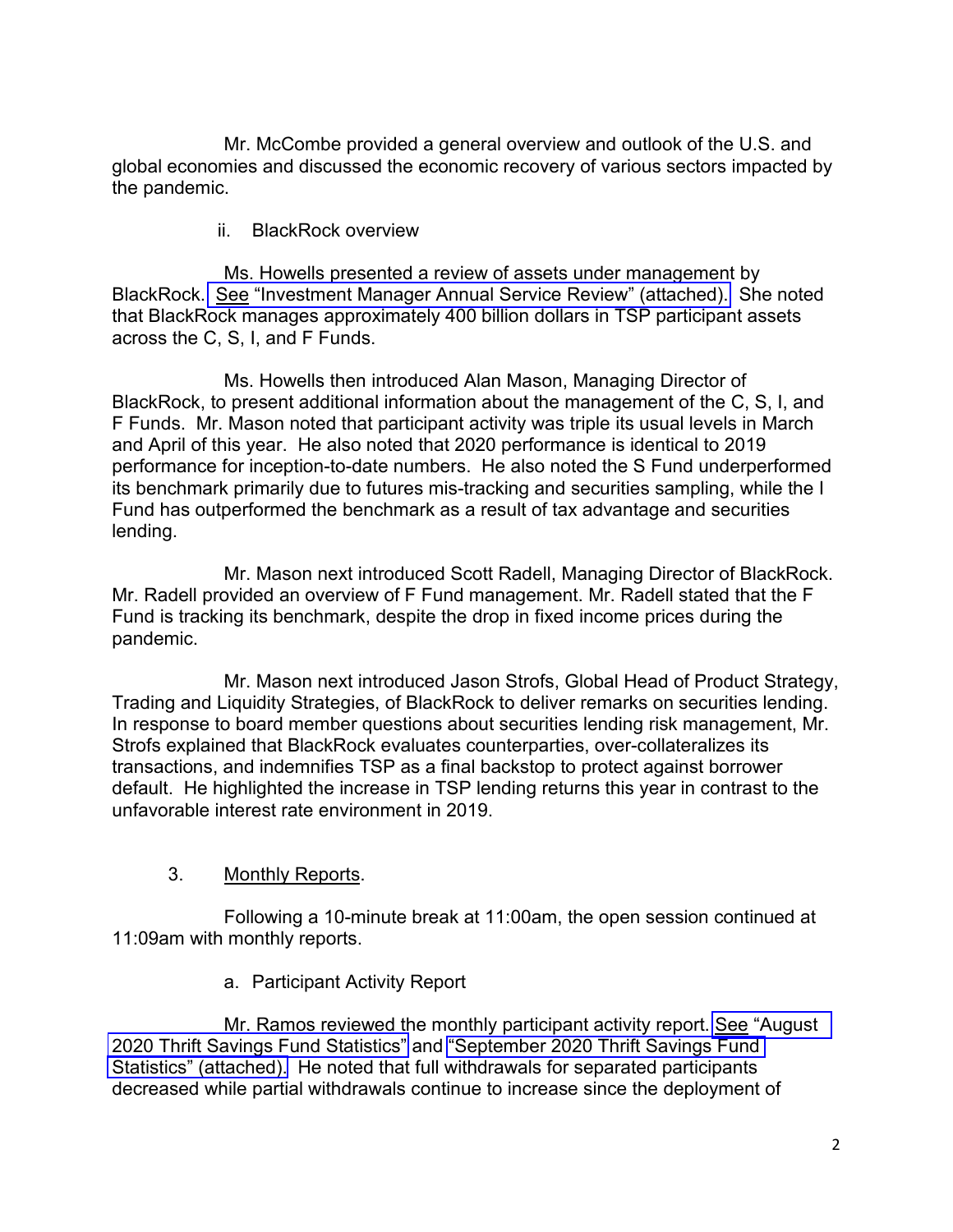Mr. McCombe provided a general overview and outlook of the U.S. and global economies and discussed the economic recovery of various sectors impacted by the pandemic.

ii. BlackRock overview

Ms. Howells presented a review of assets under management by BlackRock. See "Investment Manager Annual Service Review" (attached). She noted that BlackRock manages approximately 400 billion dollars in TSP participant assets across the C, S, I, and F Funds.

Ms. Howells then introduced Alan Mason, Managing Director of BlackRock, to present additional information about the management of the C, S, I, and F Funds. Mr. Mason noted that participant activity was triple its usual levels in March and April of this year. He also noted that 2020 performance is identical to 2019 performance for inception-to-date numbers. He also noted the S Fund underperformed its benchmark primarily due to futures mis-tracking and securities sampling, while the I Fund has outperformed the benchmark as a result of tax advantage and securities lending.

Mr. Mason next introduced Scott Radell, Managing Director of BlackRock. Mr. Radell provided an overview of F Fund management. Mr. Radell stated that the F Fund is tracking its benchmark, despite the drop in fixed income prices during the pandemic.

Mr. Mason next introduced Jason Strofs, Global Head of Product Strategy, Trading and Liquidity Strategies, of BlackRock to deliver remarks on securities lending. In response to board member questions about securities lending risk management, Mr. Strofs explained that BlackRock evaluates counterparties, over-collateralizes its transactions, and indemnifies TSP as a final backstop to protect against borrower default. He highlighted the increase in TSP lending returns this year in contrast to the unfavorable interest rate environment in 2019.

3. Monthly Reports.

Following a 10-minute break at 11:00am, the open session continued at 11:09am with monthly reports.

a. Participant Activity Report

Mr. Ramos reviewed the monthly participant activity report. See "August 2020 Thrift Savings Fund Statistics" and "September 2020 Thrift Savings Fund Statistics" (attached). He noted that full withdrawals for separated participants decreased while partial withdrawals continue to increase since the deployment of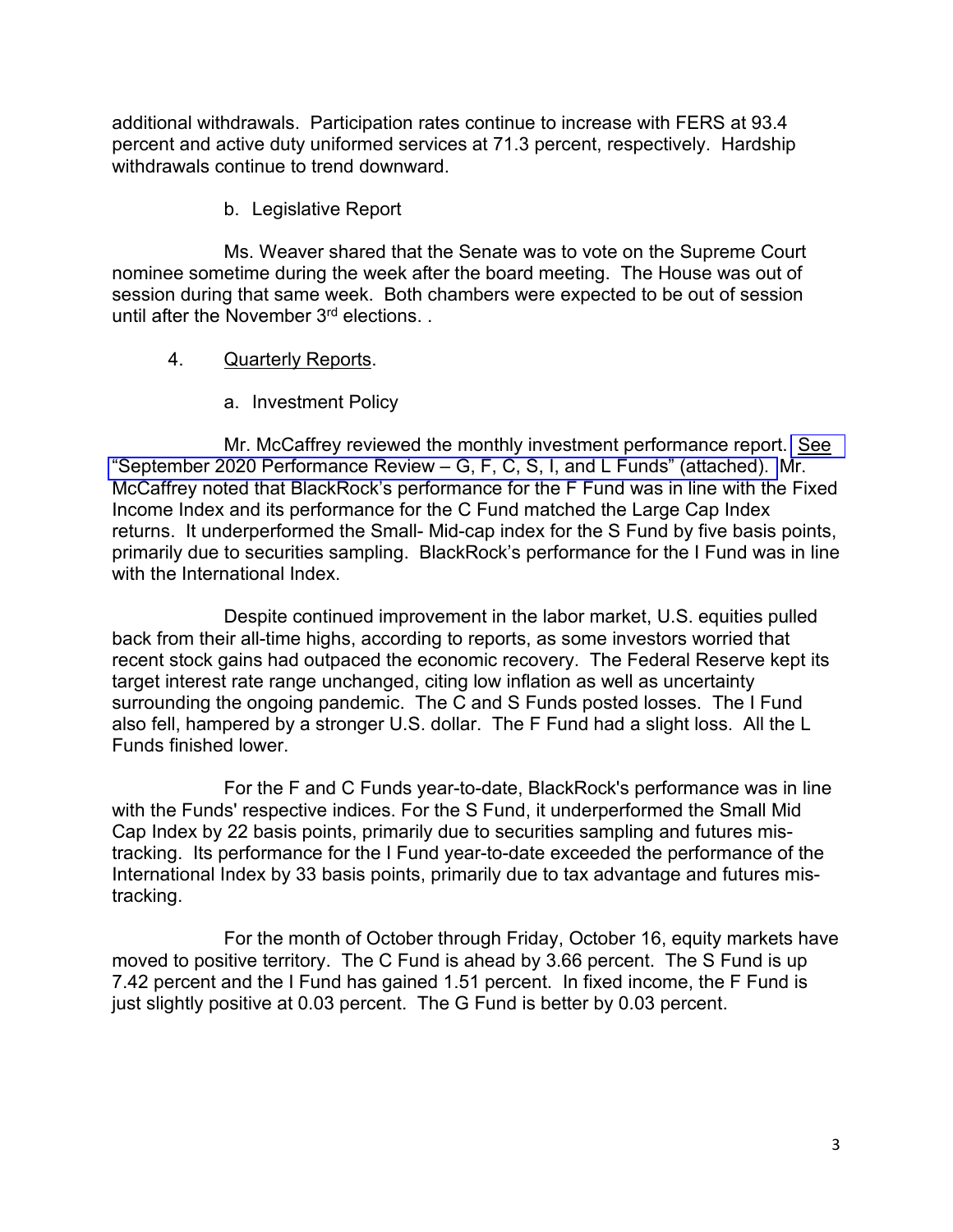additional withdrawals. Participation rates continue to increase with FERS at 93.4 percent and active duty uniformed services at 71.3 percent, respectively. Hardship withdrawals continue to trend downward.

b. Legislative Report

Ms. Weaver shared that the Senate was to vote on the Supreme Court nominee sometime during the week after the board meeting. The House was out of session during that same week. Both chambers were expected to be out of session until after the November 3rd elections. .

4. Quarterly Reports.

a. Investment Policy

Mr. McCaffrey reviewed the monthly investment performance report. See "September 2020 Performance Review – G, F, C, S, I, and L Funds" (attached). Mr. McCaffrey noted that BlackRock's performance for the F Fund was in line with the Fixed Income Index and its performance for the C Fund matched the Large Cap Index returns. It underperformed the Small- Mid-cap index for the S Fund by five basis points, primarily due to securities sampling. BlackRock's performance for the I Fund was in line with the International Index.

Despite continued improvement in the labor market, U.S. equities pulled back from their all-time highs, according to reports, as some investors worried that recent stock gains had outpaced the economic recovery. The Federal Reserve kept its target interest rate range unchanged, citing low inflation as well as uncertainty surrounding the ongoing pandemic. The C and S Funds posted losses. The I Fund also fell, hampered by a stronger U.S. dollar. The F Fund had a slight loss. All the L Funds finished lower.

For the F and C Funds year-to-date, BlackRock's performance was in line with the Funds' respective indices. For the S Fund, it underperformed the Small Mid Cap Index by 22 basis points, primarily due to securities sampling and futures mis-tracking. Its performance for the I Fund year-to-date exceeded the performance of the International Index by 33 basis points, primarily due to tax advantage and futures mis-tracking.

For the month of October through Friday, October 16, equity markets have moved to positive territory. The C Fund is ahead by 3.66 percent. The S Fund is up 7.42 percent and the I Fund has gained 1.51 percent. In fixed income, the F Fund is just slightly positive at 0.03 percent. The G Fund is better by 0.03 percent.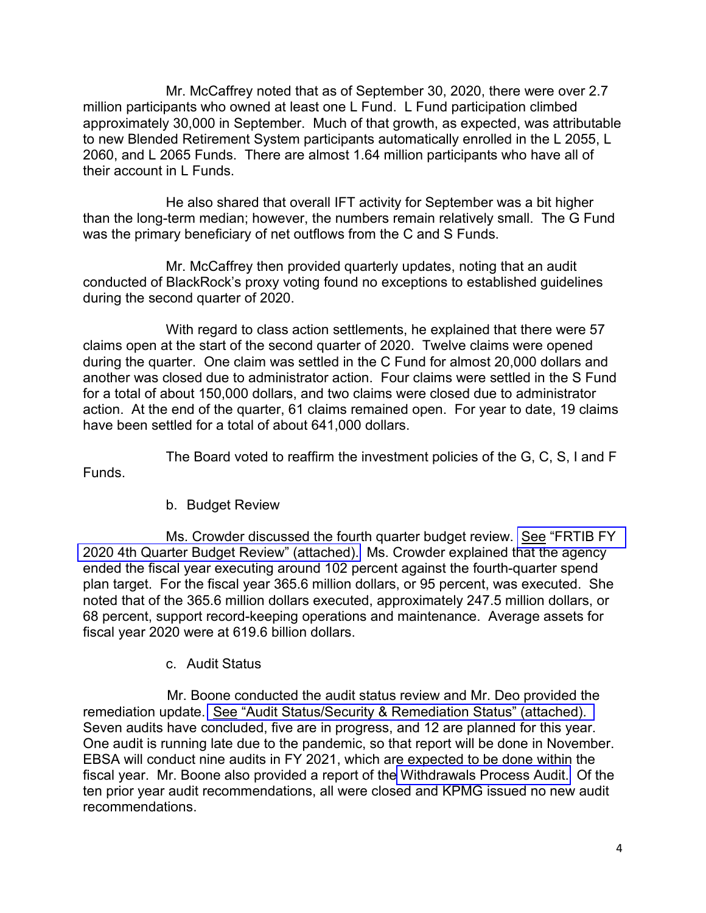Mr. McCaffrey noted that as of September 30, 2020, there were over 2.7 million participants who owned at least one L Fund. L Fund participation climbed approximately 30,000 in September. Much of that growth, as expected, was attributable to new Blended Retirement System participants automatically enrolled in the L 2055, L 2060, and L 2065 Funds. There are almost 1.64 million participants who have all of their account in L Funds.

He also shared that overall IFT activity for September was a bit higher than the long-term median; however, the numbers remain relatively small. The G Fund was the primary beneficiary of net outflows from the C and S Funds.

Mr. McCaffrey then provided quarterly updates, noting that an audit conducted of BlackRock's proxy voting found no exceptions to established guidelines during the second quarter of 2020.

With regard to class action settlements, he explained that there were 57 claims open at the start of the second quarter of 2020. Twelve claims were opened during the quarter. One claim was settled in the C Fund for almost 20,000 dollars and another was closed due to administrator action. Four claims were settled in the S Fund for a total of about 150,000 dollars, and two claims were closed due to administrator action. At the end of the quarter, 61 claims remained open. For year to date, 19 claims have been settled for a total of about 641,000 dollars.

The Board voted to reaffirm the investment policies of the G, C, S, I and F Funds.

b. Budget Review

Ms. Crowder discussed the fourth quarter budget review. See "FRTIB FY 2020 4th Quarter Budget Review" (attached). Ms. Crowder explained that the agency ended the fiscal year executing around 102 percent against the fourth-quarter spend plan target. For the fiscal year 365.6 million dollars, or 95 percent, was executed. She noted that of the 365.6 million dollars executed, approximately 247.5 million dollars, or 68 percent, support record-keeping operations and maintenance. Average assets for fiscal year 2020 were at 619.6 billion dollars.

c. Audit Status

Mr. Boone conducted the audit status review and Mr. Deo provided the remediation update. See "Audit Status/Security & Remediation Status" (attached). Seven audits have concluded, five are in progress, and 12 are planned for this year. One audit is running late due to the pandemic, so that report will be done in November. EBSA will conduct nine audits in FY 2021, which are expected to be done within the fiscal year. Mr. Boone also provided a report of the Withdrawals Process Audit. Of the ten prior year audit recommendations, all were closed and KPMG issued no new audit recommendations.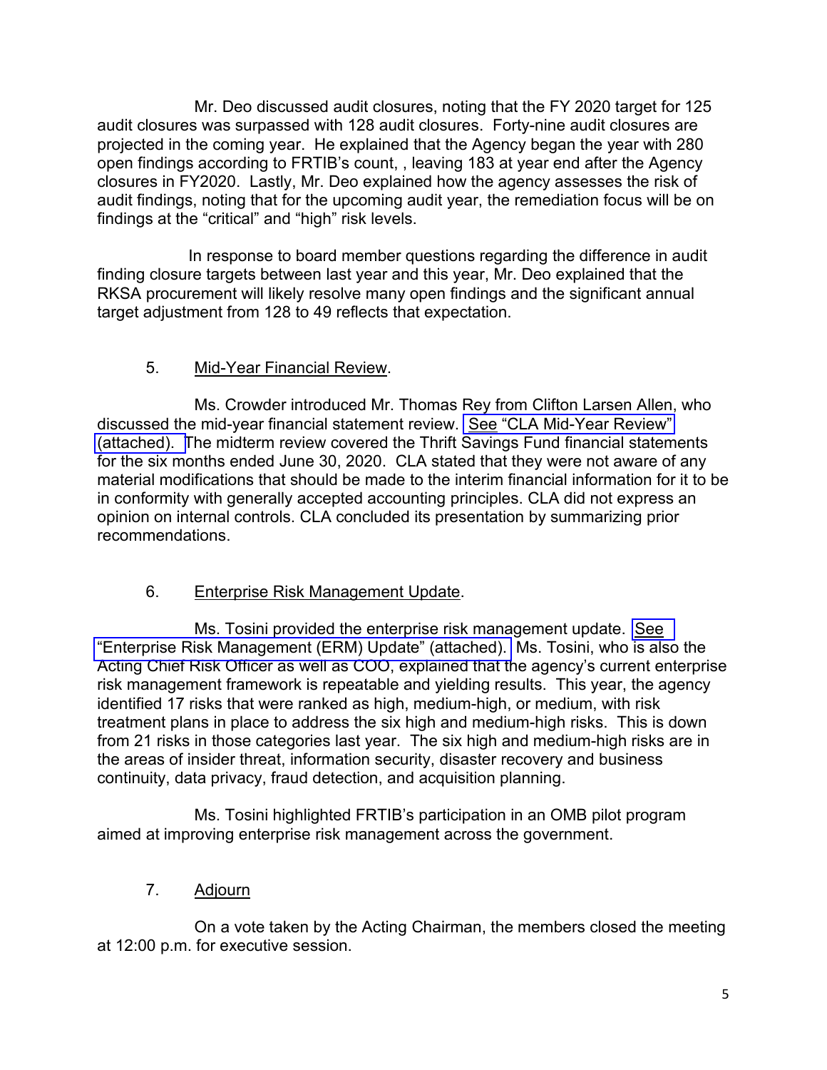Mr. Deo discussed audit closures, noting that the FY 2020 target for 125 audit closures was surpassed with 128 audit closures. Forty-nine audit closures are projected in the coming year. He explained that the Agency began the year with 280 open findings according to FRTIB's count, , leaving 183 at year end after the Agency closures in FY2020. Lastly, Mr. Deo explained how the agency assesses the risk of audit findings, noting that for the upcoming audit year, the remediation focus will be on findings at the "critical" and "high" risk levels.

In response to board member questions regarding the difference in audit finding closure targets between last year and this year, Mr. Deo explained that the RKSA procurement will likely resolve many open findings and the significant annual target adjustment from 128 to 49 reflects that expectation.

5. Mid-Year Financial Review.

Ms. Crowder introduced Mr. Thomas Rey from Clifton Larsen Allen, who discussed the mid-year financial statement review. See "CLA Mid-Year Review" (attached). The midterm review covered the Thrift Savings Fund financial statements for the six months ended June 30, 2020. CLA stated that they were not aware of any material modifications that should be made to the interim financial information for it to be in conformity with generally accepted accounting principles. CLA did not express an opinion on internal controls. CLA concluded its presentation by summarizing prior recommendations.

6. Enterprise Risk Management Update.

Ms. Tosini provided the enterprise risk management update. See "Enterprise Risk Management (ERM) Update" (attached). Ms. Tosini, who is also the Acting Chief Risk Officer as well as COO, explained that the agency's current enterprise risk management framework is repeatable and yielding results. This year, the agency identified 17 risks that were ranked as high, medium-high, or medium, with risk treatment plans in place to address the six high and medium-high risks. This is down from 21 risks in those categories last year. The six high and medium-high risks are in the areas of insider threat, information security, disaster recovery and business continuity, data privacy, fraud detection, and acquisition planning.

Ms. Tosini highlighted FRTIB's participation in an OMB pilot program aimed at improving enterprise risk management across the government.

7. Adjourn

On a vote taken by the Acting Chairman, the members closed the meeting at 12:00 p.m. for executive session.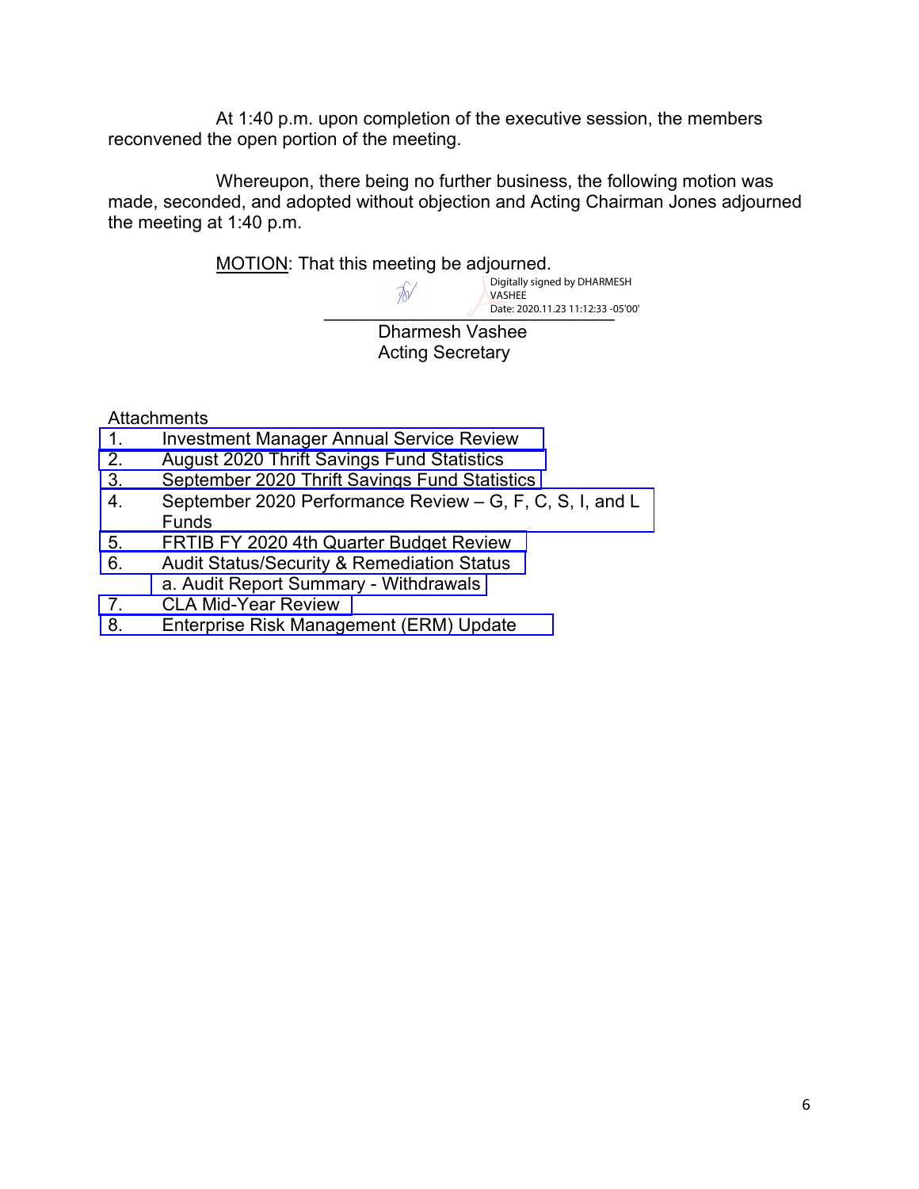At 1:40 p.m. upon completion of the executive session, the members reconvened the open portion of the meeting.

Whereupon, there being no further business, the following motion was made, seconded, and adopted without objection and Acting Chairman Jones adjourned the meeting at 1:40 p.m.

MOTION: That this meeting be adjourned.

Digitally signed by DHARMESH VASHEE
Date: 2020.11.23 11:12:33 -05'00'

Dharmesh Vashee
Acting Secretary

Attachments

1. Investment Manager Annual Service Review
2. August 2020 Thrift Savings Fund Statistics
3. September 2020 Thrift Savings Fund Statistics
4. September 2020 Performance Review – G, F, C, S, I, and L Funds
5. FRTIB FY 2020 4th Quarter Budget Review
6. Audit Status/Security & Remediation Status
   a. Audit Report Summary - Withdrawals
7. CLA Mid-Year Review
8. Enterprise Risk Management (ERM) Update